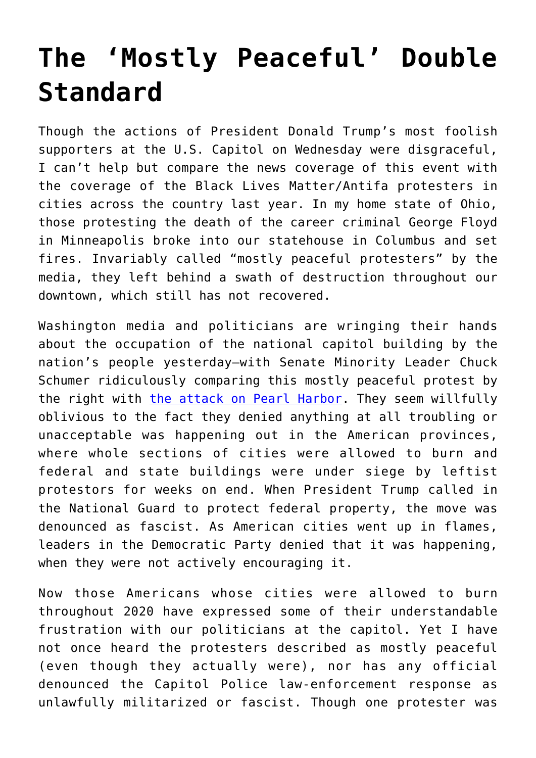# The 'Mostly Peaceful' Double Standard

Though the actions of President Donald Trump's most foolish supporters at the U.S. Capitol on Wednesday were disgraceful, I can't help but compare the news coverage of this event with the coverage of the Black Lives Matter/Antifa protesters in cities across the country last year. In my home state of Ohio, those protesting the death of the career criminal George Floyd in Minneapolis broke into our statehouse in Columbus and set fires. Invariably called "mostly peaceful protesters" by the media, they left behind a swath of destruction throughout our downtown, which still has not recovered.

Washington media and politicians are wringing their hands about the occupation of the national capitol building by the nation's people yesterday—with Senate Minority Leader Chuck Schumer ridiculously comparing this mostly peaceful protest by the right with [the attack on Pearl Harbor](). They seem willfully oblivious to the fact they denied anything at all troubling or unacceptable was happening out in the American provinces, where whole sections of cities were allowed to burn and federal and state buildings were under siege by leftist protestors for weeks on end. When President Trump called in the National Guard to protect federal property, the move was denounced as fascist. As American cities went up in flames, leaders in the Democratic Party denied that it was happening, when they were not actively encouraging it.

Now those Americans whose cities were allowed to burn throughout 2020 have expressed some of their understandable frustration with our politicians at the capitol. Yet I have not once heard the protesters described as mostly peaceful (even though they actually were), nor has any official denounced the Capitol Police law-enforcement response as unlawfully militarized or fascist. Though one protester was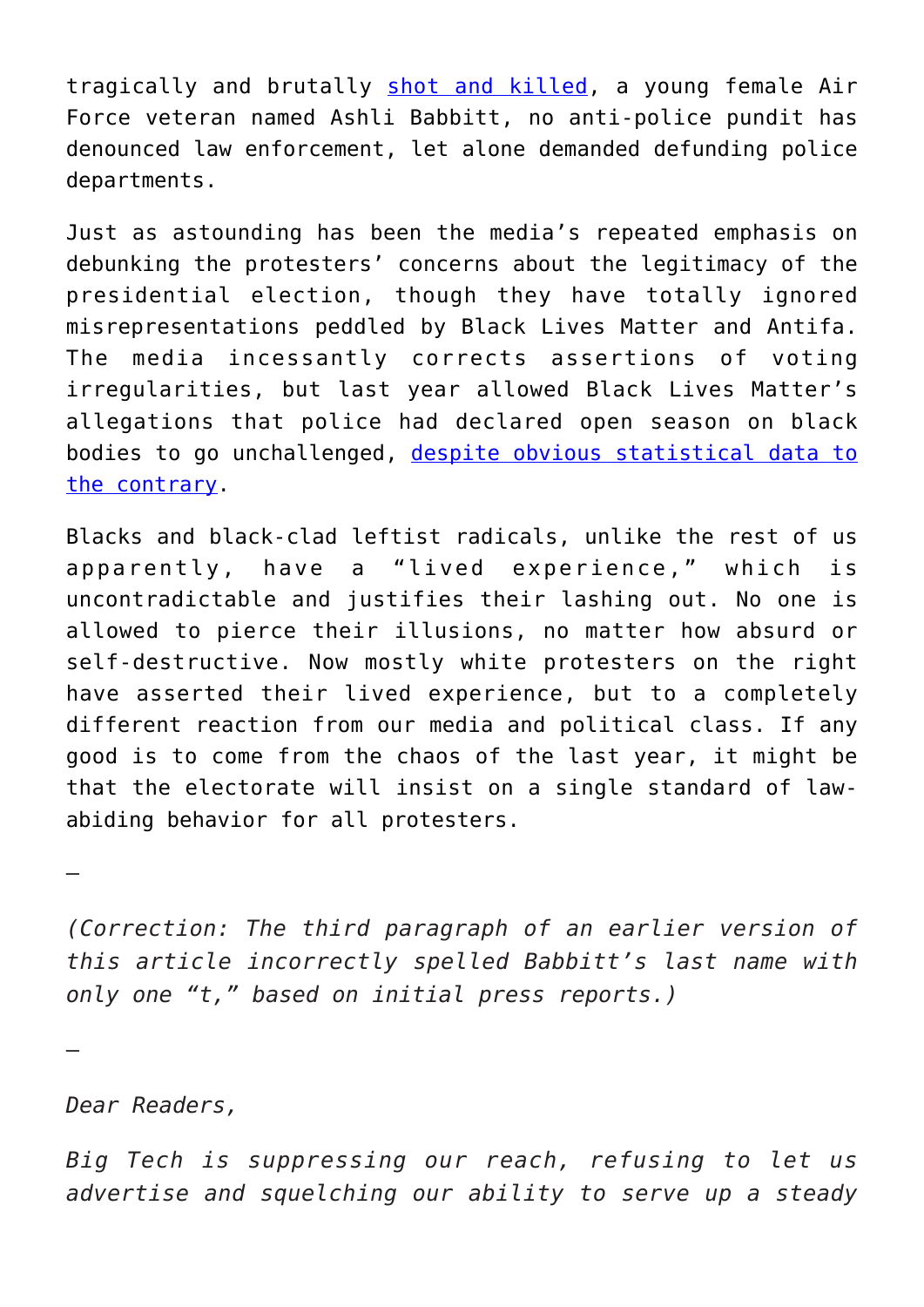tragically and brutally [shot and killed](), a young female Air Force veteran named Ashli Babbitt, no anti-police pundit has denounced law enforcement, let alone demanded defunding police departments.

Just as astounding has been the media's repeated emphasis on debunking the protesters' concerns about the legitimacy of the presidential election, though they have totally ignored misrepresentations peddled by Black Lives Matter and Antifa. The media incessantly corrects assertions of voting irregularities, but last year allowed Black Lives Matter's allegations that police had declared open season on black bodies to go unchallenged, [despite obvious statistical data to the contrary]().

Blacks and black-clad leftist radicals, unlike the rest of us apparently, have a "lived experience," which is uncontradictable and justifies their lashing out. No one is allowed to pierce their illusions, no matter how absurd or self-destructive. Now mostly white protesters on the right have asserted their lived experience, but to a completely different reaction from our media and political class. If any good is to come from the chaos of the last year, it might be that the electorate will insist on a single standard of law-abiding behavior for all protesters.

—

*(Correction: The third paragraph of an earlier version of this article incorrectly spelled Babbitt's last name with only one "t," based on initial press reports.)*

—

*Dear Readers,*

*Big Tech is suppressing our reach, refusing to let us advertise and squelching our ability to serve up a steady*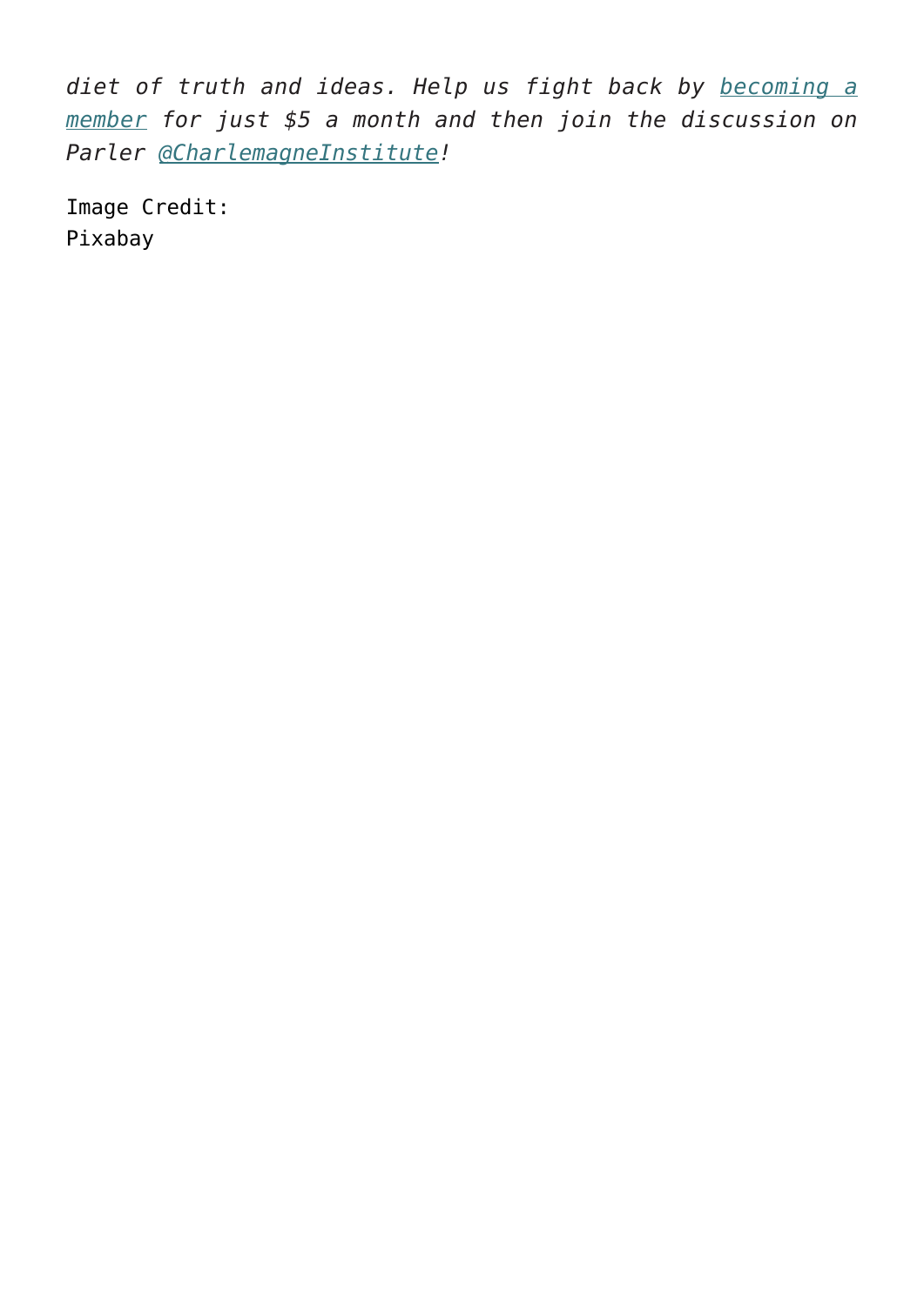*diet of truth and ideas. Help us fight back by becoming a member for just $5 a month and then join the discussion on Parler @CharlemagneInstitute!*

Image Credit:
Pixabay